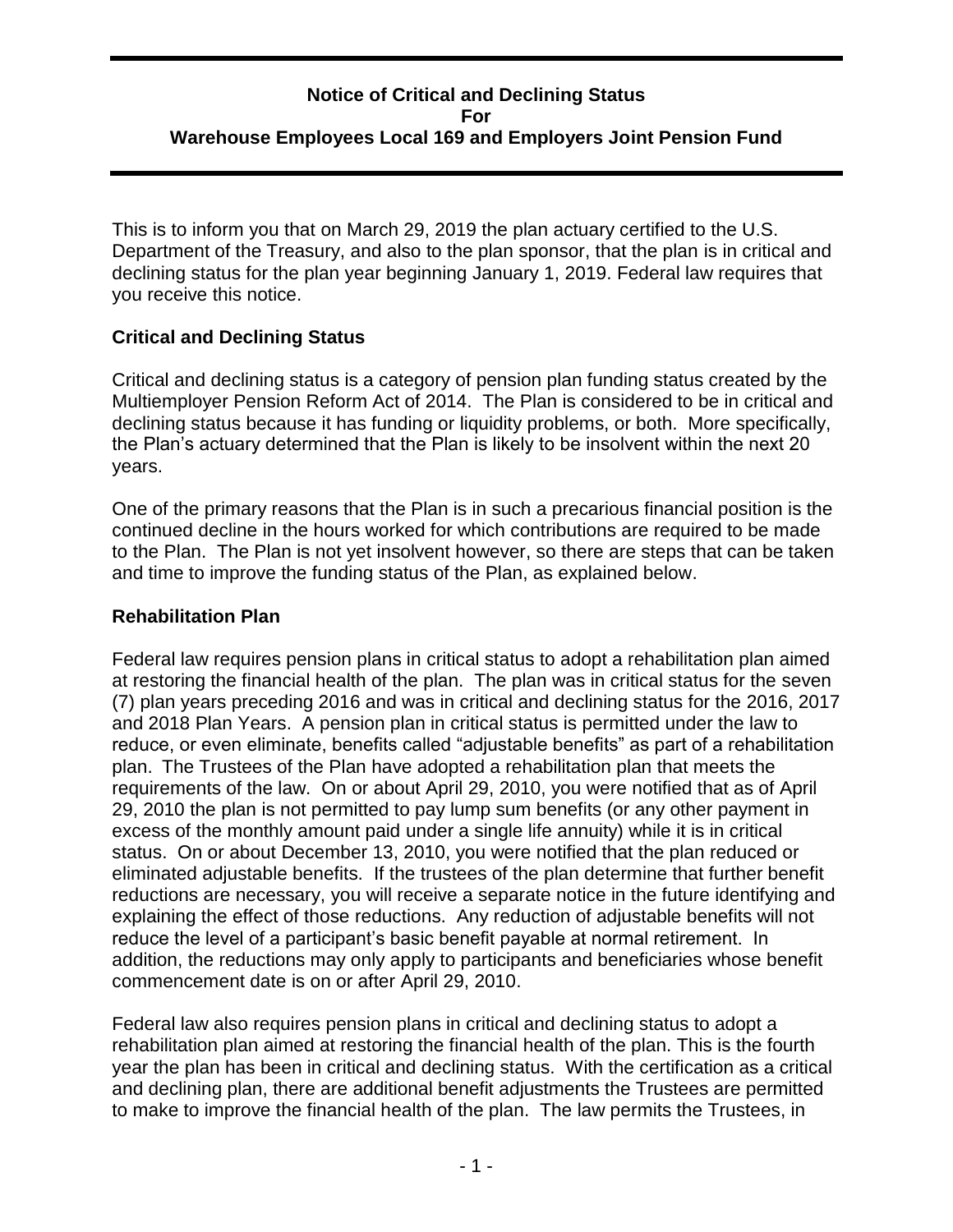# Notice of Critical and Declining Status
## For
## Warehouse Employees Local 169 and Employers Joint Pension Fund

This is to inform you that on March 29, 2019 the plan actuary certified to the U.S. Department of the Treasury, and also to the plan sponsor, that the plan is in critical and declining status for the plan year beginning January 1, 2019. Federal law requires that you receive this notice.

### Critical and Declining Status

Critical and declining status is a category of pension plan funding status created by the Multiemployer Pension Reform Act of 2014. The Plan is considered to be in critical and declining status because it has funding or liquidity problems, or both. More specifically, the Plan's actuary determined that the Plan is likely to be insolvent within the next 20 years.

One of the primary reasons that the Plan is in such a precarious financial position is the continued decline in the hours worked for which contributions are required to be made to the Plan. The Plan is not yet insolvent however, so there are steps that can be taken and time to improve the funding status of the Plan, as explained below.

### Rehabilitation Plan

Federal law requires pension plans in critical status to adopt a rehabilitation plan aimed at restoring the financial health of the plan. The plan was in critical status for the seven (7) plan years preceding 2016 and was in critical and declining status for the 2016, 2017 and 2018 Plan Years. A pension plan in critical status is permitted under the law to reduce, or even eliminate, benefits called "adjustable benefits" as part of a rehabilitation plan. The Trustees of the Plan have adopted a rehabilitation plan that meets the requirements of the law. On or about April 29, 2010, you were notified that as of April 29, 2010 the plan is not permitted to pay lump sum benefits (or any other payment in excess of the monthly amount paid under a single life annuity) while it is in critical status. On or about December 13, 2010, you were notified that the plan reduced or eliminated adjustable benefits. If the trustees of the plan determine that further benefit reductions are necessary, you will receive a separate notice in the future identifying and explaining the effect of those reductions. Any reduction of adjustable benefits will not reduce the level of a participant's basic benefit payable at normal retirement. In addition, the reductions may only apply to participants and beneficiaries whose benefit commencement date is on or after April 29, 2010.

Federal law also requires pension plans in critical and declining status to adopt a rehabilitation plan aimed at restoring the financial health of the plan. This is the fourth year the plan has been in critical and declining status. With the certification as a critical and declining plan, there are additional benefit adjustments the Trustees are permitted to make to improve the financial health of the plan. The law permits the Trustees, in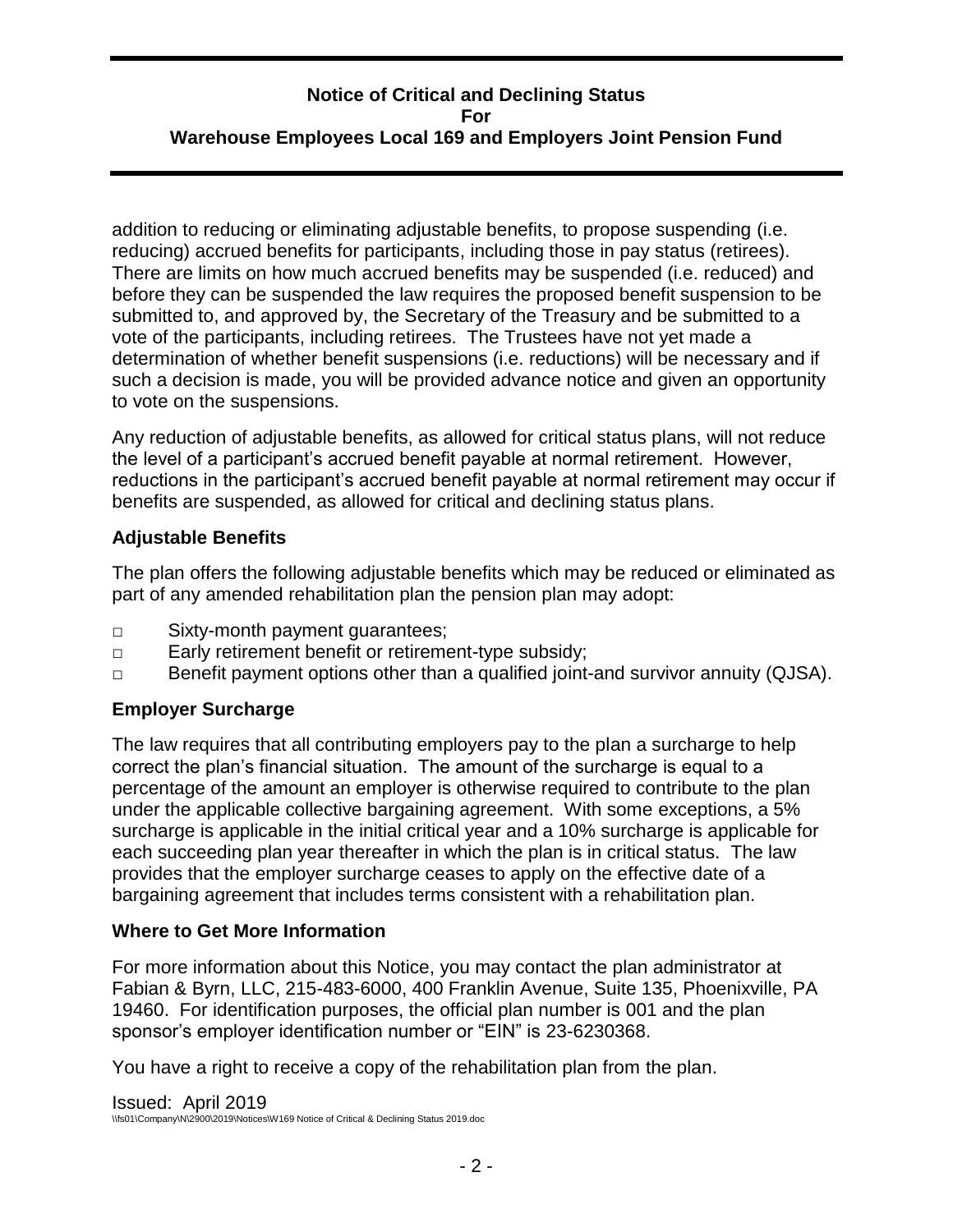addition to reducing or eliminating adjustable benefits, to propose suspending (i.e. reducing) accrued benefits for participants, including those in pay status (retirees). There are limits on how much accrued benefits may be suspended (i.e. reduced) and before they can be suspended the law requires the proposed benefit suspension to be submitted to, and approved by, the Secretary of the Treasury and be submitted to a vote of the participants, including retirees. The Trustees have not yet made a determination of whether benefit suspensions (i.e. reductions) will be necessary and if such a decision is made, you will be provided advance notice and given an opportunity to vote on the suspensions.

Any reduction of adjustable benefits, as allowed for critical status plans, will not reduce the level of a participant's accrued benefit payable at normal retirement. However, reductions in the participant's accrued benefit payable at normal retirement may occur if benefits are suspended, as allowed for critical and declining status plans.

## Adjustable Benefits

The plan offers the following adjustable benefits which may be reduced or eliminated as part of any amended rehabilitation plan the pension plan may adopt:

- Sixty-month payment guarantees;
- Early retirement benefit or retirement-type subsidy;
- Benefit payment options other than a qualified joint-and survivor annuity (QJSA).

## Employer Surcharge

The law requires that all contributing employers pay to the plan a surcharge to help correct the plan's financial situation. The amount of the surcharge is equal to a percentage of the amount an employer is otherwise required to contribute to the plan under the applicable collective bargaining agreement. With some exceptions, a 5% surcharge is applicable in the initial critical year and a 10% surcharge is applicable for each succeeding plan year thereafter in which the plan is in critical status. The law provides that the employer surcharge ceases to apply on the effective date of a bargaining agreement that includes terms consistent with a rehabilitation plan.

## Where to Get More Information

For more information about this Notice, you may contact the plan administrator at Fabian & Byrn, LLC, 215-483-6000, 400 Franklin Avenue, Suite 135, Phoenixville, PA 19460. For identification purposes, the official plan number is 001 and the plan sponsor's employer identification number or "EIN" is 23-6230368.

You have a right to receive a copy of the rehabilitation plan from the plan.

Issued: April 2019

\\fs01\Company\N\2900\2019\Notices\W169 Notice of Critical & Declining Status 2019.doc